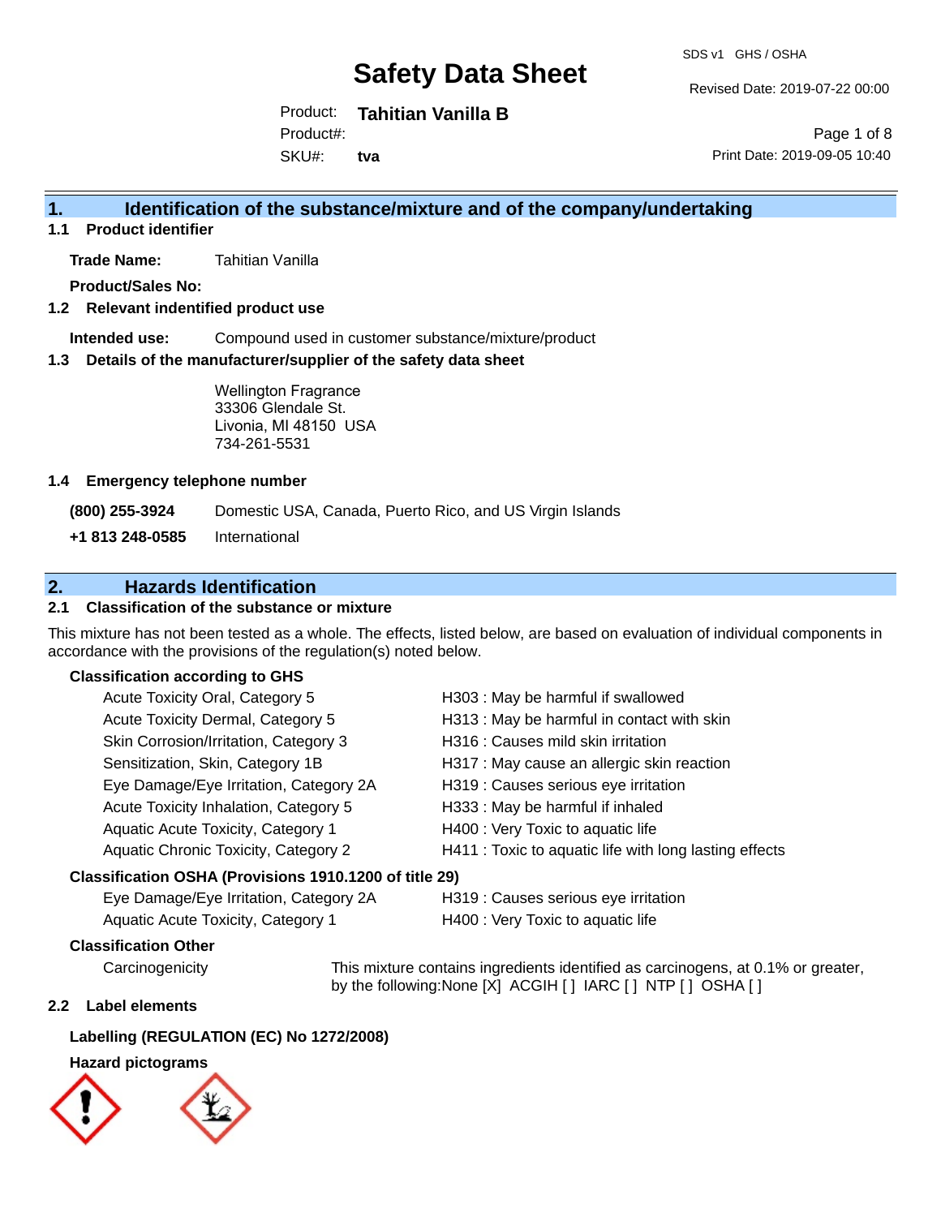# Safety Data Sheet

SDS v1 GHS / OSHA

Revised Date: 2019-07-22 00:00

Product: **Tahitian Vanilla B**

Product#:

SKU#: **tva**

Print Date: 2019-09-05 10:40

## 1. Identification of the substance/mixture and of the company/undertaking

### 1.1 Product identifier

**Trade Name:** Tahitian Vanilla

**Product/Sales No:**

### 1.2 Relevant indentified product use

**Intended use:** Compound used in customer substance/mixture/product

### 1.3 Details of the manufacturer/supplier of the safety data sheet

Wellington Fragrance
33306 Glendale St.
Livonia, MI 48150 USA
734-261-5531

### 1.4 Emergency telephone number

**(800) 255-3924** Domestic USA, Canada, Puerto Rico, and US Virgin Islands

**+1 813 248-0585** International

## 2. Hazards Identification

### 2.1 Classification of the substance or mixture

This mixture has not been tested as a whole. The effects, listed below, are based on evaluation of individual components in accordance with the provisions of the regulation(s) noted below.

**Classification according to GHS**

| | |
|---|---|
| Acute Toxicity Oral, Category 5 | H303 : May be harmful if swallowed |
| Acute Toxicity Dermal, Category 5 | H313 : May be harmful in contact with skin |
| Skin Corrosion/Irritation, Category 3 | H316 : Causes mild skin irritation |
| Sensitization, Skin, Category 1B | H317 : May cause an allergic skin reaction |
| Eye Damage/Eye Irritation, Category 2A | H319 : Causes serious eye irritation |
| Acute Toxicity Inhalation, Category 5 | H333 : May be harmful if inhaled |
| Aquatic Acute Toxicity, Category 1 | H400 : Very Toxic to aquatic life |
| Aquatic Chronic Toxicity, Category 2 | H411 : Toxic to aquatic life with long lasting effects |

**Classification OSHA (Provisions 1910.1200 of title 29)**

| | |
|---|---|
| Eye Damage/Eye Irritation, Category 2A | H319 : Causes serious eye irritation |
| Aquatic Acute Toxicity, Category 1 | H400 : Very Toxic to aquatic life |

**Classification Other**

Carcinogenicity — This mixture contains ingredients identified as carcinogens, at 0.1% or greater, by the following:None [X] ACGIH [ ] IARC [ ] NTP [ ] OSHA [ ]

### 2.2 Label elements

**Labelling (REGULATION (EC) No 1272/2008)**

**Hazard pictograms**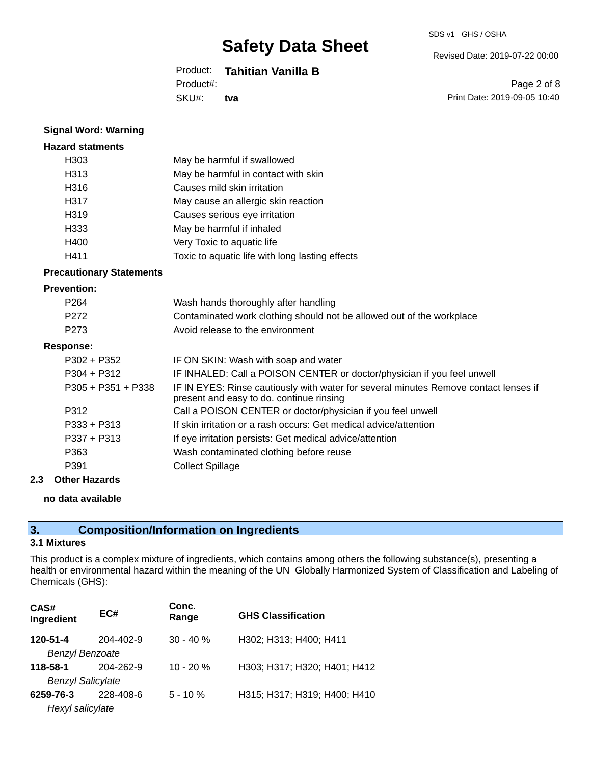**Signal Word: Warning**

**Hazard statments**

| | |
|---|---|
| H303 | May be harmful if swallowed |
| H313 | May be harmful in contact with skin |
| H316 | Causes mild skin irritation |
| H317 | May cause an allergic skin reaction |
| H319 | Causes serious eye irritation |
| H333 | May be harmful if inhaled |
| H400 | Very Toxic to aquatic life |
| H411 | Toxic to aquatic life with long lasting effects |

**Precautionary Statements**

**Prevention:**

| | |
|---|---|
| P264 | Wash hands thoroughly after handling |
| P272 | Contaminated work clothing should not be allowed out of the workplace |
| P273 | Avoid release to the environment |

**Response:**

| | |
|---|---|
| P302 + P352 | IF ON SKIN: Wash with soap and water |
| P304 + P312 | IF INHALED: Call a POISON CENTER or doctor/physician if you feel unwell |
| P305 + P351 + P338 | IF IN EYES: Rinse cautiously with water for several minutes Remove contact lenses if present and easy to do. continue rinsing |
| P312 | Call a POISON CENTER or doctor/physician if you feel unwell |
| P333 + P313 | If skin irritation or a rash occurs: Get medical advice/attention |
| P337 + P313 | If eye irritation persists: Get medical advice/attention |
| P363 | Wash contaminated clothing before reuse |
| P391 | Collect Spillage |

**2.3 Other Hazards**

**no data available**

## 3. Composition/Information on Ingredients

### 3.1 Mixtures

This product is a complex mixture of ingredients, which contains among others the following substance(s), presenting a health or environmental hazard within the meaning of the UN Globally Harmonized System of Classification and Labeling of Chemicals (GHS):

| CAS# Ingredient | EC# | Conc. Range | GHS Classification |
|---|---|---|---|
| **120-51-4** *Benzyl Benzoate* | 204-402-9 | 30 - 40 % | H302; H313; H400; H411 |
| **118-58-1** *Benzyl Salicylate* | 204-262-9 | 10 - 20 % | H303; H317; H320; H401; H412 |
| **6259-76-3** *Hexyl salicylate* | 228-408-6 | 5 - 10 % | H315; H317; H319; H400; H410 |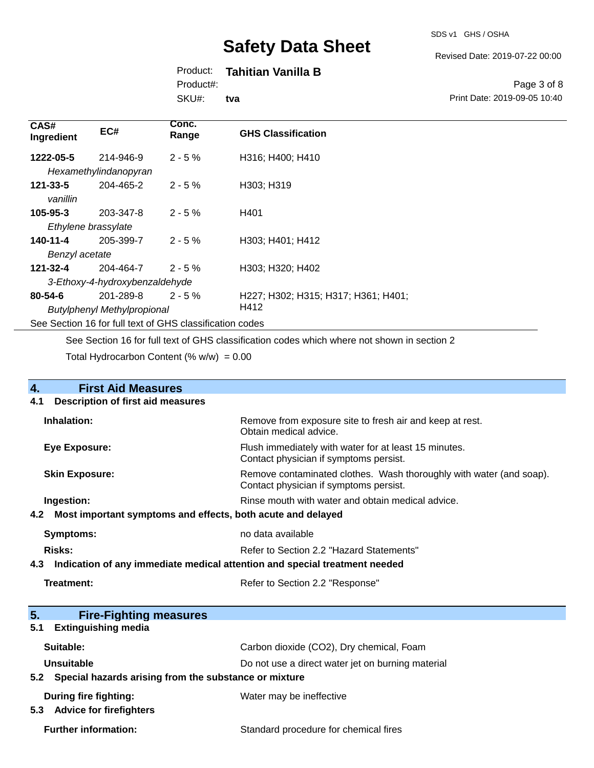| CAS# Ingredient | EC# | Conc. Range | GHS Classification |
|---|---|---|---|
| **1222-05-5** *Hexamethylindanopyran* | 214-946-9 | 2 - 5 % | H316; H400; H410 |
| **121-33-5** *vanillin* | 204-465-2 | 2 - 5 % | H303; H319 |
| **105-95-3** *Ethylene brassylate* | 203-347-8 | 2 - 5 % | H401 |
| **140-11-4** *Benzyl acetate* | 205-399-7 | 2 - 5 % | H303; H401; H412 |
| **121-32-4** *3-Ethoxy-4-hydroxybenzaldehyde* | 204-464-7 | 2 - 5 % | H303; H320; H402 |
| **80-54-6** *Butylphenyl Methylpropional* | 201-289-8 | 2 - 5 % | H227; H302; H315; H317; H361; H401; H412 |

See Section 16 for full text of GHS classification codes

See Section 16 for full text of GHS classification codes which where not shown in section 2

Total Hydrocarbon Content (% w/w) = 0.00

## 4. First Aid Measures

### 4.1 Description of first aid measures

**Inhalation:** Remove from exposure site to fresh air and keep at rest. Obtain medical advice.

**Eye Exposure:** Flush immediately with water for at least 15 minutes. Contact physician if symptoms persist.

**Skin Exposure:** Remove contaminated clothes. Wash thoroughly with water (and soap). Contact physician if symptoms persist.

**Ingestion:** Rinse mouth with water and obtain medical advice.

### 4.2 Most important symptoms and effects, both acute and delayed

**Symptoms:** no data available

**Risks:** Refer to Section 2.2 "Hazard Statements"

### 4.3 Indication of any immediate medical attention and special treatment needed

**Treatment:** Refer to Section 2.2 "Response"

## 5. Fire-Fighting measures

### 5.1 Extinguishing media

**Suitable:** Carbon dioxide (CO2), Dry chemical, Foam

**Unsuitable** Do not use a direct water jet on burning material

### 5.2 Special hazards arising from the substance or mixture

**During fire fighting:** Water may be ineffective

### 5.3 Advice for firefighters

**Further information:** Standard procedure for chemical fires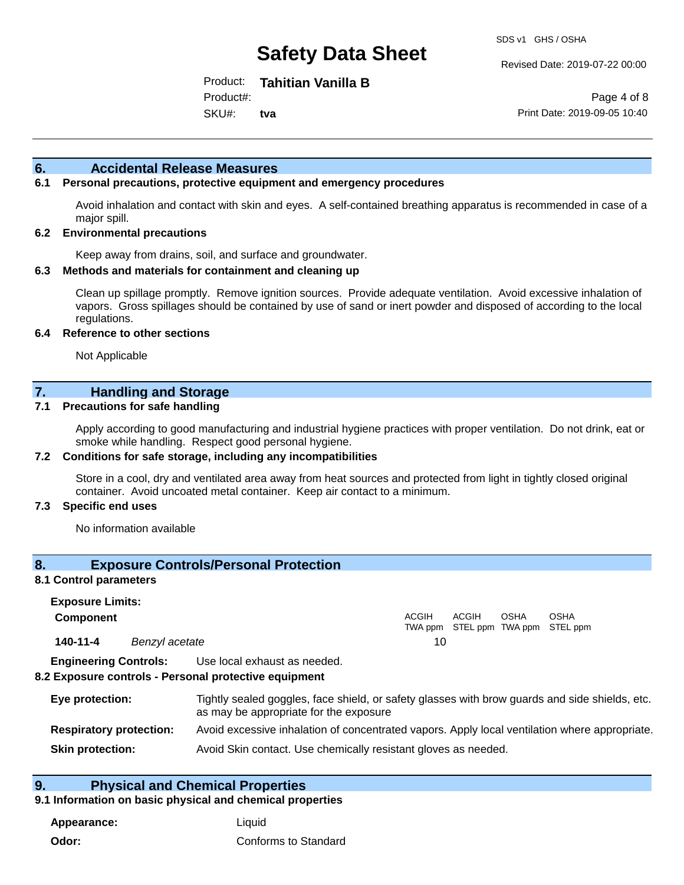## 6. Accidental Release Measures

### 6.1 Personal precautions, protective equipment and emergency procedures

Avoid inhalation and contact with skin and eyes. A self-contained breathing apparatus is recommended in case of a major spill.

### 6.2 Environmental precautions

Keep away from drains, soil, and surface and groundwater.

### 6.3 Methods and materials for containment and cleaning up

Clean up spillage promptly. Remove ignition sources. Provide adequate ventilation. Avoid excessive inhalation of vapors. Gross spillages should be contained by use of sand or inert powder and disposed of according to the local regulations.

### 6.4 Reference to other sections

Not Applicable

## 7. Handling and Storage

### 7.1 Precautions for safe handling

Apply according to good manufacturing and industrial hygiene practices with proper ventilation. Do not drink, eat or smoke while handling. Respect good personal hygiene.

### 7.2 Conditions for safe storage, including any incompatibilities

Store in a cool, dry and ventilated area away from heat sources and protected from light in tightly closed original container. Avoid uncoated metal container. Keep air contact to a minimum.

### 7.3 Specific end uses

No information available

## 8. Exposure Controls/Personal Protection

### 8.1 Control parameters

**Exposure Limits:**

| Component | | ACGIH TWA ppm | ACGIH STEL ppm | OSHA TWA ppm | OSHA STEL ppm |
|---|---|---|---|---|---|
| **140-11-4** | *Benzyl acetate* | 10 | | | |

**Engineering Controls:** Use local exhaust as needed.

### 8.2 Exposure controls - Personal protective equipment

**Eye protection:** Tightly sealed goggles, face shield, or safety glasses with brow guards and side shields, etc. as may be appropriate for the exposure

**Respiratory protection:** Avoid excessive inhalation of concentrated vapors. Apply local ventilation where appropriate.

**Skin protection:** Avoid Skin contact. Use chemically resistant gloves as needed.

## 9. Physical and Chemical Properties

### 9.1 Information on basic physical and chemical properties

**Appearance:** Liquid

**Odor:** Conforms to Standard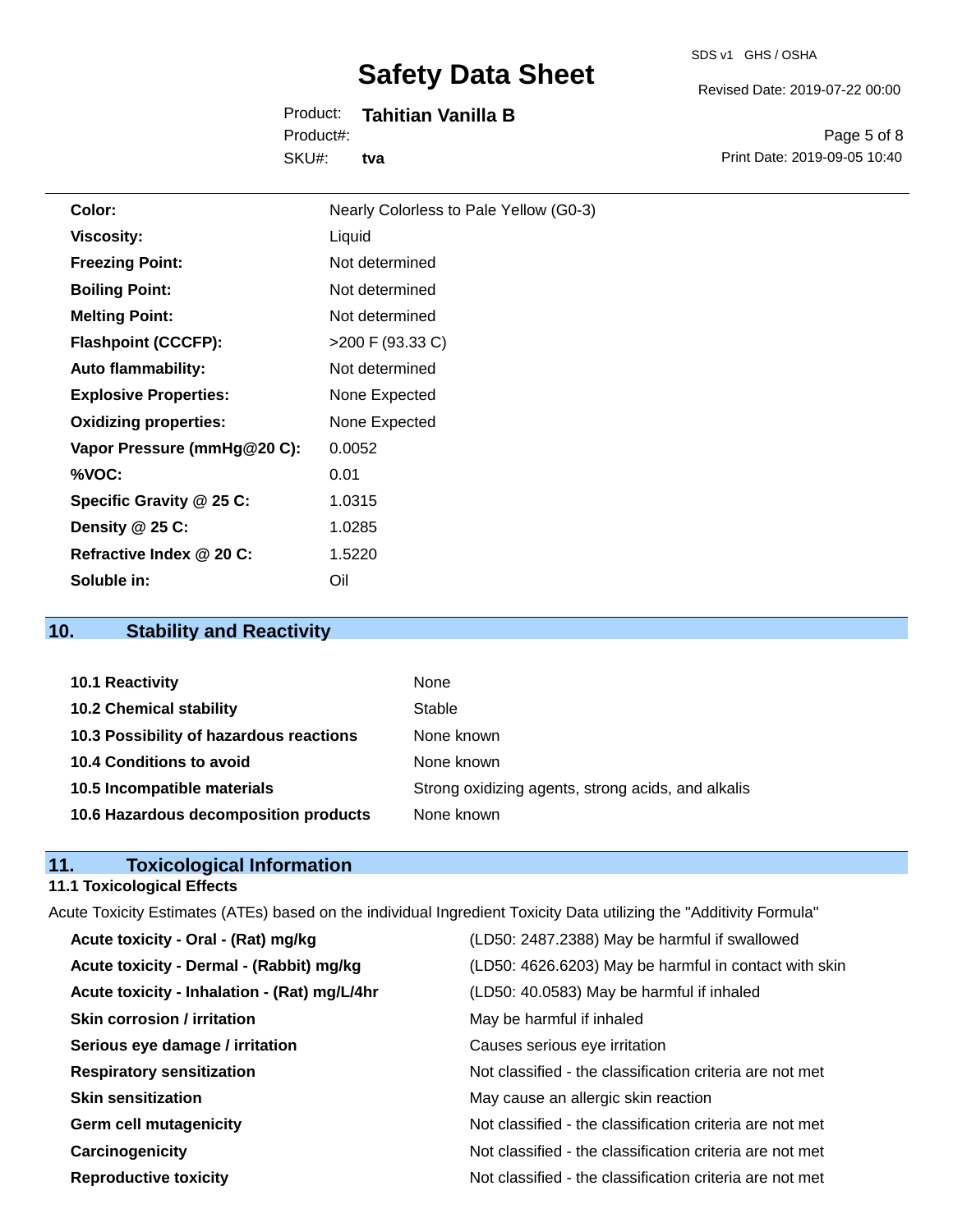| | |
|---|---|
| **Color:** | Nearly Colorless to Pale Yellow (G0-3) |
| **Viscosity:** | Liquid |
| **Freezing Point:** | Not determined |
| **Boiling Point:** | Not determined |
| **Melting Point:** | Not determined |
| **Flashpoint (CCCFP):** | >200 F (93.33 C) |
| **Auto flammability:** | Not determined |
| **Explosive Properties:** | None Expected |
| **Oxidizing properties:** | None Expected |
| **Vapor Pressure (mmHg@20 C):** | 0.0052 |
| **%VOC:** | 0.01 |
| **Specific Gravity @ 25 C:** | 1.0315 |
| **Density @ 25 C:** | 1.0285 |
| **Refractive Index @ 20 C:** | 1.5220 |
| **Soluble in:** | Oil |

## 10. Stability and Reactivity

| | |
|---|---|
| **10.1 Reactivity** | None |
| **10.2 Chemical stability** | Stable |
| **10.3 Possibility of hazardous reactions** | None known |
| **10.4 Conditions to avoid** | None known |
| **10.5 Incompatible materials** | Strong oxidizing agents, strong acids, and alkalis |
| **10.6 Hazardous decomposition products** | None known |

## 11. Toxicological Information

### 11.1 Toxicological Effects

Acute Toxicity Estimates (ATEs) based on the individual Ingredient Toxicity Data utilizing the "Additivity Formula"

| | |
|---|---|
| **Acute toxicity - Oral - (Rat) mg/kg** | (LD50: 2487.2388) May be harmful if swallowed |
| **Acute toxicity - Dermal - (Rabbit) mg/kg** | (LD50: 4626.6203) May be harmful in contact with skin |
| **Acute toxicity - Inhalation - (Rat) mg/L/4hr** | (LD50: 40.0583) May be harmful if inhaled |
| **Skin corrosion / irritation** | May be harmful if inhaled |
| **Serious eye damage / irritation** | Causes serious eye irritation |
| **Respiratory sensitization** | Not classified - the classification criteria are not met |
| **Skin sensitization** | May cause an allergic skin reaction |
| **Germ cell mutagenicity** | Not classified - the classification criteria are not met |
| **Carcinogenicity** | Not classified - the classification criteria are not met |
| **Reproductive toxicity** | Not classified - the classification criteria are not met |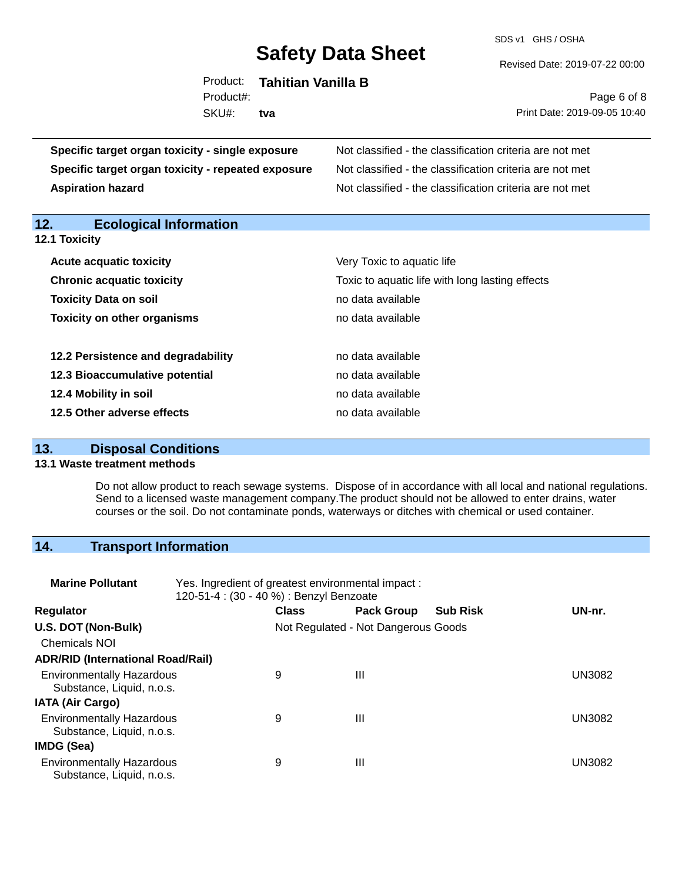| | |
|---|---|
| **Specific target organ toxicity - single exposure** | Not classified - the classification criteria are not met |
| **Specific target organ toxicity - repeated exposure** | Not classified - the classification criteria are not met |
| **Aspiration hazard** | Not classified - the classification criteria are not met |

## 12. Ecological Information

### 12.1 Toxicity

| | |
|---|---|
| **Acute acquatic toxicity** | Very Toxic to aquatic life |
| **Chronic acquatic toxicity** | Toxic to aquatic life with long lasting effects |
| **Toxicity Data on soil** | no data available |
| **Toxicity on other organisms** | no data available |

| | |
|---|---|
| **12.2 Persistence and degradability** | no data available |
| **12.3 Bioaccumulative potential** | no data available |
| **12.4 Mobility in soil** | no data available |
| **12.5 Other adverse effects** | no data available |

## 13. Disposal Conditions

### 13.1 Waste treatment methods

Do not allow product to reach sewage systems. Dispose of in accordance with all local and national regulations. Send to a licensed waste management company.The product should not be allowed to enter drains, water courses or the soil. Do not contaminate ponds, waterways or ditches with chemical or used container.

## 14. Transport Information

**Marine Pollutant** Yes. Ingredient of greatest environmental impact : 120-51-4 : (30 - 40 %) : Benzyl Benzoate

| Regulator | Class | Pack Group | Sub Risk | UN-nr. |
|---|---|---|---|---|
| **U.S. DOT (Non-Bulk)** | Not Regulated - Not Dangerous Goods | | | |
| Chemicals NOI | | | | |
| **ADR/RID (International Road/Rail)** | | | | |
| Environmentally Hazardous Substance, Liquid, n.o.s. | 9 | III | | UN3082 |
| **IATA (Air Cargo)** | | | | |
| Environmentally Hazardous Substance, Liquid, n.o.s. | 9 | III | | UN3082 |
| **IMDG (Sea)** | | | | |
| Environmentally Hazardous Substance, Liquid, n.o.s. | 9 | III | | UN3082 |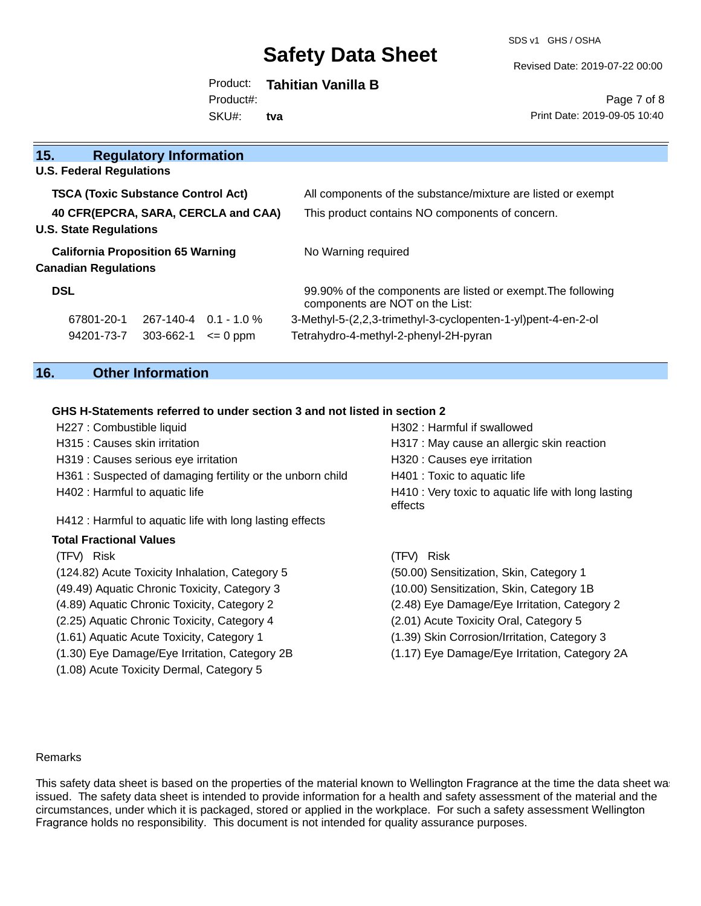## 15. Regulatory Information

**U.S. Federal Regulations**

| | |
|---|---|
| **TSCA (Toxic Substance Control Act)** | All components of the substance/mixture are listed or exempt |
| **40 CFR(EPCRA, SARA, CERCLA and CAA)** | This product contains NO components of concern. |

**U.S. State Regulations**

| | |
|---|---|
| **California Proposition 65 Warning** | No Warning required |

**Canadian Regulations**

**DSL** — 99.90% of the components are listed or exempt.The following components are NOT on the List:

| | | | |
|---|---|---|---|
| 67801-20-1 | 267-140-4 | 0.1 - 1.0 % | 3-Methyl-5-(2,2,3-trimethyl-3-cyclopenten-1-yl)pent-4-en-2-ol |
| 94201-73-7 | 303-662-1 | <= 0 ppm | Tetrahydro-4-methyl-2-phenyl-2H-pyran |

## 16. Other Information

**GHS H-Statements referred to under section 3 and not listed in section 2**

H227 : Combustible liquid
H302 : Harmful if swallowed
H315 : Causes skin irritation
H317 : May cause an allergic skin reaction
H319 : Causes serious eye irritation
H320 : Causes eye irritation
H361 : Suspected of damaging fertility or the unborn child
H401 : Toxic to aquatic life
H402 : Harmful to aquatic life
H410 : Very toxic to aquatic life with long lasting effects
H412 : Harmful to aquatic life with long lasting effects

**Total Fractional Values**

| (TFV) Risk | (TFV) Risk |
|---|---|
| (124.82) Acute Toxicity Inhalation, Category 5 | (50.00) Sensitization, Skin, Category 1 |
| (49.49) Aquatic Chronic Toxicity, Category 3 | (10.00) Sensitization, Skin, Category 1B |
| (4.89) Aquatic Chronic Toxicity, Category 2 | (2.48) Eye Damage/Eye Irritation, Category 2 |
| (2.25) Aquatic Chronic Toxicity, Category 4 | (2.01) Acute Toxicity Oral, Category 5 |
| (1.61) Aquatic Acute Toxicity, Category 1 | (1.39) Skin Corrosion/Irritation, Category 3 |
| (1.30) Eye Damage/Eye Irritation, Category 2B | (1.17) Eye Damage/Eye Irritation, Category 2A |
| (1.08) Acute Toxicity Dermal, Category 5 | |

Remarks

This safety data sheet is based on the properties of the material known to Wellington Fragrance at the time the data sheet was issued. The safety data sheet is intended to provide information for a health and safety assessment of the material and the circumstances, under which it is packaged, stored or applied in the workplace. For such a safety assessment Wellington Fragrance holds no responsibility. This document is not intended for quality assurance purposes.